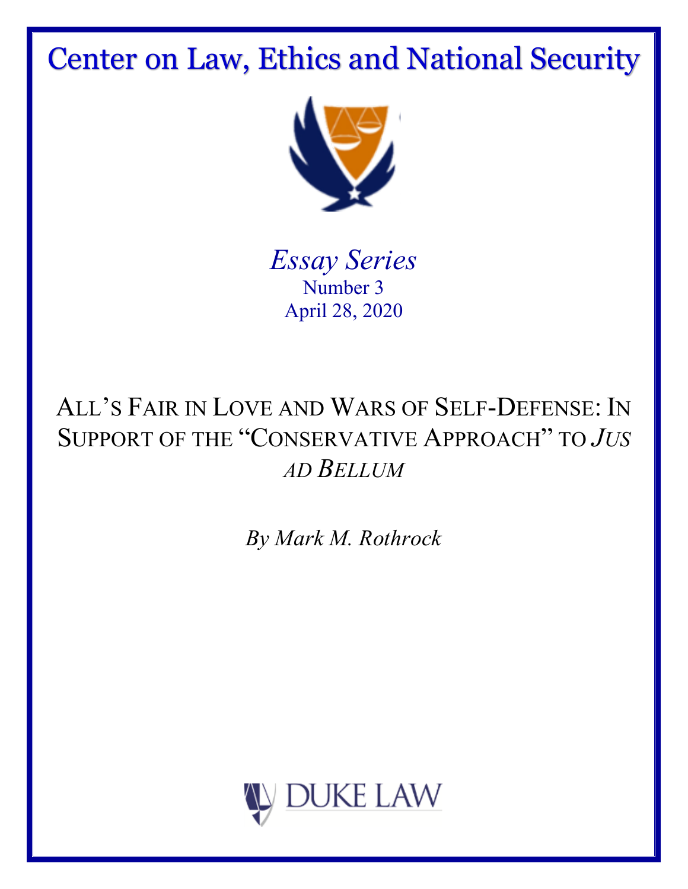# Center on Law, Ethics and National Security

*Essay Series*

Number 3

April 28, 2020

## ALL'S FAIR IN LOVE AND WARS OF SELF-DEFENSE: IN SUPPORT OF THE "CONSERVATIVE APPROACH" TO *JUS AD BELLUM*

*By Mark M. Rothrock*

DUKE LAW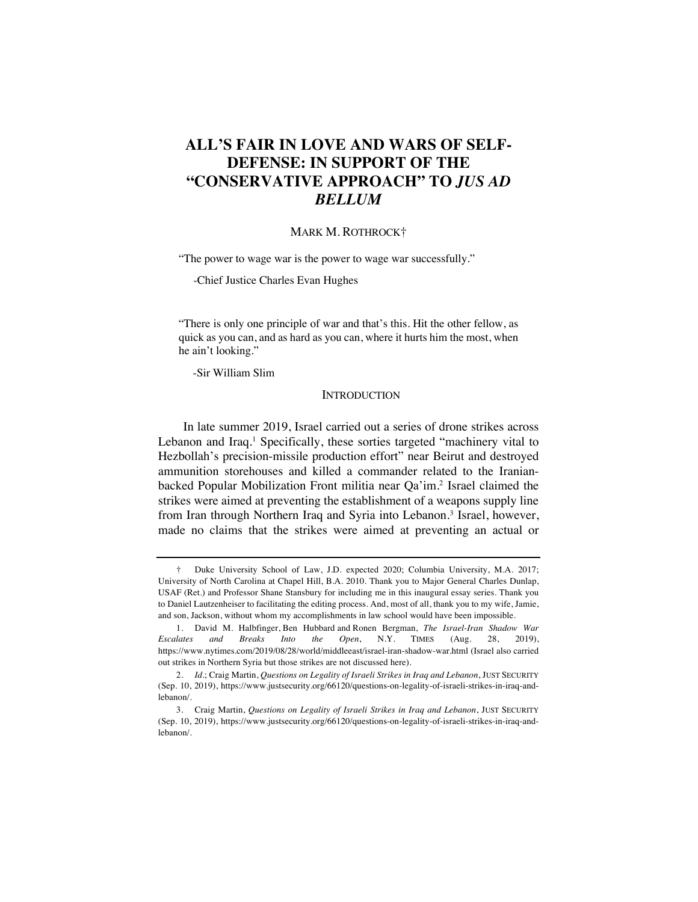# ALL'S FAIR IN LOVE AND WARS OF SELF-DEFENSE: IN SUPPORT OF THE "CONSERVATIVE APPROACH" TO *JUS AD BELLUM*

MARK M. ROTHROCK†

> "The power to wage war is the power to wage war successfully."
>
> -Chief Justice Charles Evan Hughes

> "There is only one principle of war and that's this. Hit the other fellow, as quick as you can, and as hard as you can, where it hurts him the most, when he ain't looking."
>
> -Sir William Slim

## INTRODUCTION

In late summer 2019, Israel carried out a series of drone strikes across Lebanon and Iraq.[1] Specifically, these sorties targeted "machinery vital to Hezbollah's precision-missile production effort" near Beirut and destroyed ammunition storehouses and killed a commander related to the Iranian-backed Popular Mobilization Front militia near Qa'im.[2] Israel claimed the strikes were aimed at preventing the establishment of a weapons supply line from Iran through Northern Iraq and Syria into Lebanon.[3] Israel, however, made no claims that the strikes were aimed at preventing an actual or

---

† Duke University School of Law, J.D. expected 2020; Columbia University, M.A. 2017; University of North Carolina at Chapel Hill, B.A. 2010. Thank you to Major General Charles Dunlap, USAF (Ret.) and Professor Shane Stansbury for including me in this inaugural essay series. Thank you to Daniel Lautzenheiser to facilitating the editing process. And, most of all, thank you to my wife, Jamie, and son, Jackson, without whom my accomplishments in law school would have been impossible.

1. David M. Halbfinger, Ben Hubbard and Ronen Bergman, *The Israel-Iran Shadow War Escalates and Breaks Into the Open*, N.Y. TIMES (Aug. 28, 2019), https://www.nytimes.com/2019/08/28/world/middleeast/israel-iran-shadow-war.html (Israel also carried out strikes in Northern Syria but those strikes are not discussed here).

2. *Id.*; Craig Martin, *Questions on Legality of Israeli Strikes in Iraq and Lebanon*, JUST SECURITY (Sep. 10, 2019), https://www.justsecurity.org/66120/questions-on-legality-of-israeli-strikes-in-iraq-and-lebanon/.

3. Craig Martin, *Questions on Legality of Israeli Strikes in Iraq and Lebanon*, JUST SECURITY (Sep. 10, 2019), https://www.justsecurity.org/66120/questions-on-legality-of-israeli-strikes-in-iraq-and-lebanon/.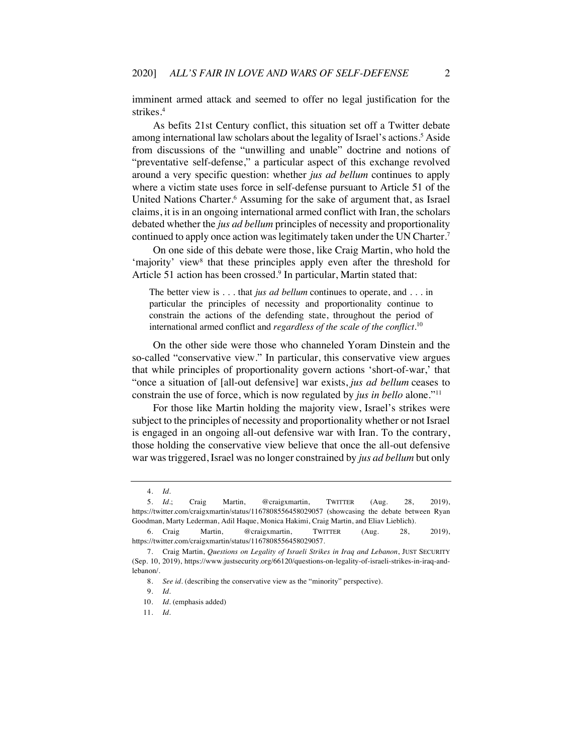imminent armed attack and seemed to offer no legal justification for the strikes.[4]

As befits 21st Century conflict, this situation set off a Twitter debate among international law scholars about the legality of Israel's actions.[5] Aside from discussions of the "unwilling and unable" doctrine and notions of "preventative self-defense," a particular aspect of this exchange revolved around a very specific question: whether *jus ad bellum* continues to apply where a victim state uses force in self-defense pursuant to Article 51 of the United Nations Charter.[6] Assuming for the sake of argument that, as Israel claims, it is in an ongoing international armed conflict with Iran, the scholars debated whether the *jus ad bellum* principles of necessity and proportionality continued to apply once action was legitimately taken under the UN Charter.[7]

On one side of this debate were those, like Craig Martin, who hold the 'majority' view[8] that these principles apply even after the threshold for Article 51 action has been crossed.[9] In particular, Martin stated that:

> The better view is . . . that *jus ad bellum* continues to operate, and . . . in particular the principles of necessity and proportionality continue to constrain the actions of the defending state, throughout the period of international armed conflict and *regardless of the scale of the conflict*.[10]

On the other side were those who channeled Yoram Dinstein and the so-called "conservative view." In particular, this conservative view argues that while principles of proportionality govern actions 'short-of-war,' that "once a situation of [all-out defensive] war exists, *jus ad bellum* ceases to constrain the use of force, which is now regulated by *jus in bello* alone."[11]

For those like Martin holding the majority view, Israel's strikes were subject to the principles of necessity and proportionality whether or not Israel is engaged in an ongoing all-out defensive war with Iran. To the contrary, those holding the conservative view believe that once the all-out defensive war was triggered, Israel was no longer constrained by *jus ad bellum* but only

---

4. *Id.*

5. *Id.*; Craig Martin, @craigxmartin, TWITTER (Aug. 28, 2019), https://twitter.com/craigxmartin/status/1167808556458029057 (showcasing the debate between Ryan Goodman, Marty Lederman, Adil Haque, Monica Hakimi, Craig Martin, and Eliav Lieblich).

6. Craig Martin, @craigxmartin, TWITTER (Aug. 28, 2019), https://twitter.com/craigxmartin/status/1167808556458029057.

7. Craig Martin, *Questions on Legality of Israeli Strikes in Iraq and Lebanon*, JUST SECURITY (Sep. 10, 2019), https://www.justsecurity.org/66120/questions-on-legality-of-israeli-strikes-in-iraq-and-lebanon/.

8. *See id.* (describing the conservative view as the "minority" perspective).

9. *Id.*

10. *Id.* (emphasis added)

11. *Id.*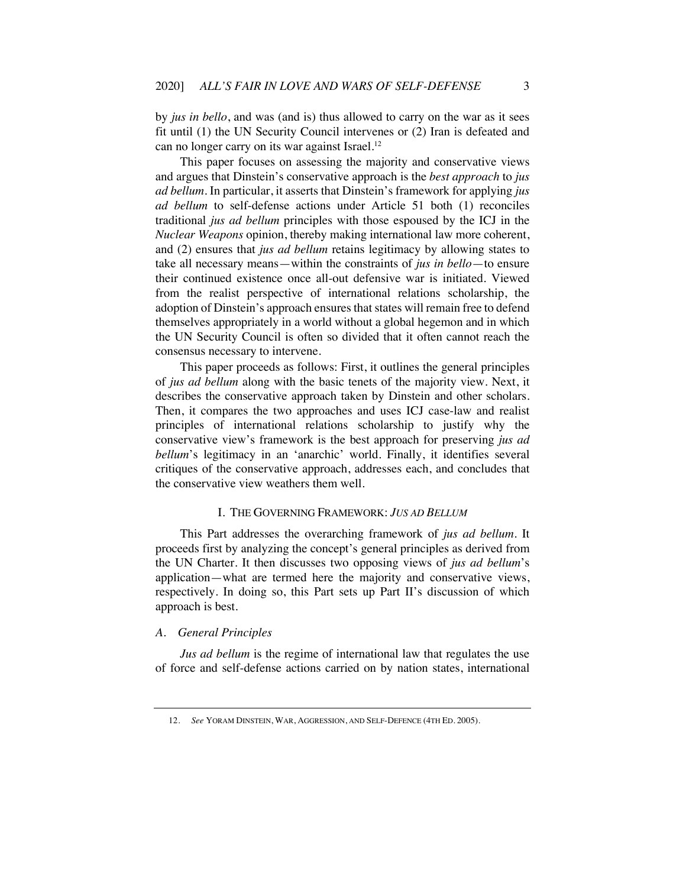by *jus in bello*, and was (and is) thus allowed to carry on the war as it sees fit until (1) the UN Security Council intervenes or (2) Iran is defeated and can no longer carry on its war against Israel.[12]

This paper focuses on assessing the majority and conservative views and argues that Dinstein's conservative approach is the *best approach* to *jus ad bellum*. In particular, it asserts that Dinstein's framework for applying *jus ad bellum* to self-defense actions under Article 51 both (1) reconciles traditional *jus ad bellum* principles with those espoused by the ICJ in the *Nuclear Weapons* opinion, thereby making international law more coherent, and (2) ensures that *jus ad bellum* retains legitimacy by allowing states to take all necessary means—within the constraints of *jus in bello*—to ensure their continued existence once all-out defensive war is initiated. Viewed from the realist perspective of international relations scholarship, the adoption of Dinstein's approach ensures that states will remain free to defend themselves appropriately in a world without a global hegemon and in which the UN Security Council is often so divided that it often cannot reach the consensus necessary to intervene.

This paper proceeds as follows: First, it outlines the general principles of *jus ad bellum* along with the basic tenets of the majority view. Next, it describes the conservative approach taken by Dinstein and other scholars. Then, it compares the two approaches and uses ICJ case-law and realist principles of international relations scholarship to justify why the conservative view's framework is the best approach for preserving *jus ad bellum*'s legitimacy in an 'anarchic' world. Finally, it identifies several critiques of the conservative approach, addresses each, and concludes that the conservative view weathers them well.

## I. THE GOVERNING FRAMEWORK: *JUS AD BELLUM*

This Part addresses the overarching framework of *jus ad bellum*. It proceeds first by analyzing the concept's general principles as derived from the UN Charter. It then discusses two opposing views of *jus ad bellum*'s application—what are termed here the majority and conservative views, respectively. In doing so, this Part sets up Part II's discussion of which approach is best.

### *A. General Principles*

*Jus ad bellum* is the regime of international law that regulates the use of force and self-defense actions carried on by nation states, international

---

12. *See* YORAM DINSTEIN, WAR, AGGRESSION, AND SELF-DEFENCE (4TH ED. 2005).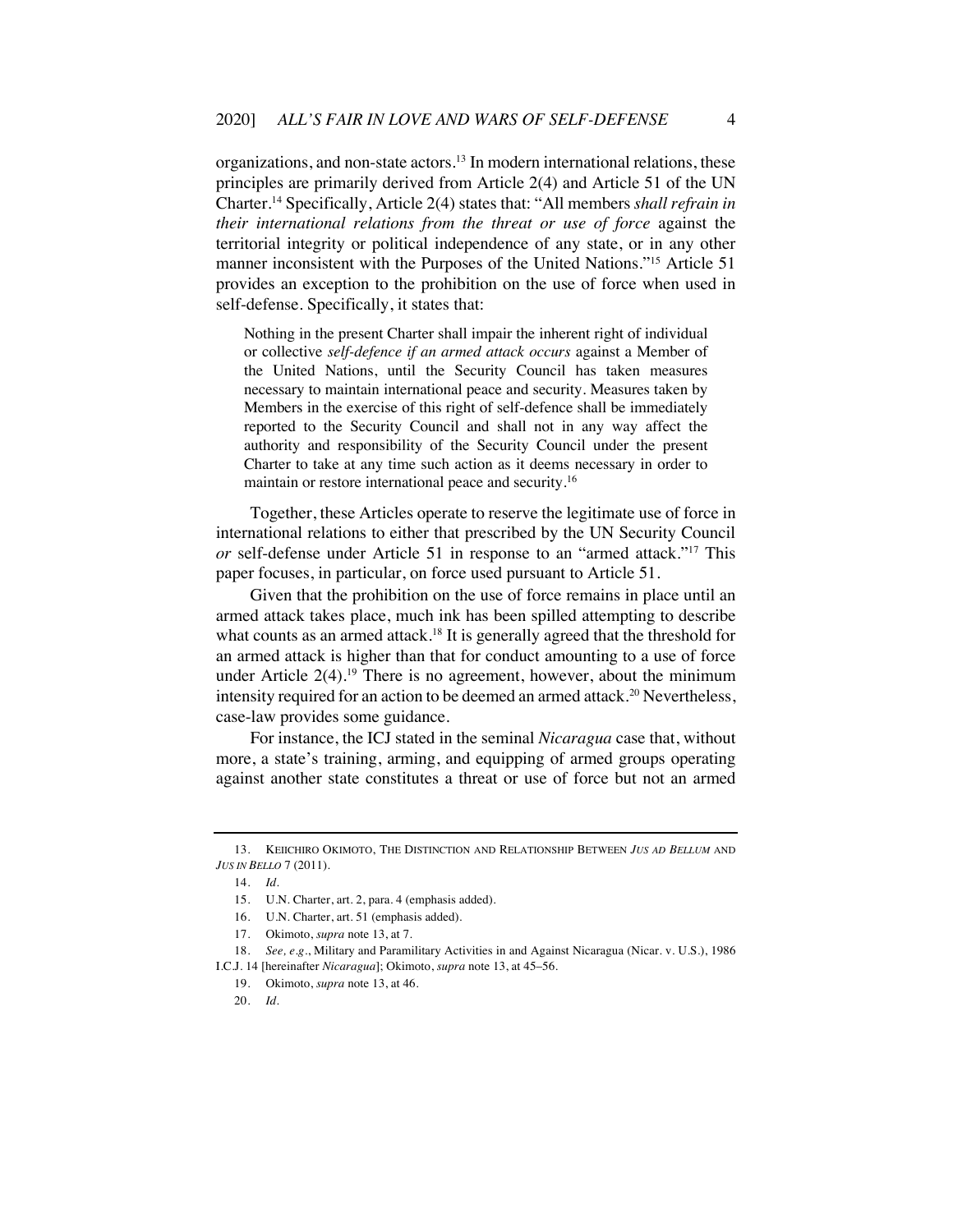organizations, and non-state actors.[13] In modern international relations, these principles are primarily derived from Article 2(4) and Article 51 of the UN Charter.[14] Specifically, Article 2(4) states that: "All members *shall refrain in their international relations from the threat or use of force* against the territorial integrity or political independence of any state, or in any other manner inconsistent with the Purposes of the United Nations."[15] Article 51 provides an exception to the prohibition on the use of force when used in self-defense. Specifically, it states that:

> Nothing in the present Charter shall impair the inherent right of individual or collective *self-defence if an armed attack occurs* against a Member of the United Nations, until the Security Council has taken measures necessary to maintain international peace and security. Measures taken by Members in the exercise of this right of self-defence shall be immediately reported to the Security Council and shall not in any way affect the authority and responsibility of the Security Council under the present Charter to take at any time such action as it deems necessary in order to maintain or restore international peace and security.[16]

Together, these Articles operate to reserve the legitimate use of force in international relations to either that prescribed by the UN Security Council *or* self-defense under Article 51 in response to an "armed attack."[17] This paper focuses, in particular, on force used pursuant to Article 51.

Given that the prohibition on the use of force remains in place until an armed attack takes place, much ink has been spilled attempting to describe what counts as an armed attack.[18] It is generally agreed that the threshold for an armed attack is higher than that for conduct amounting to a use of force under Article 2(4).[19] There is no agreement, however, about the minimum intensity required for an action to be deemed an armed attack.[20] Nevertheless, case-law provides some guidance.

For instance, the ICJ stated in the seminal *Nicaragua* case that, without more, a state's training, arming, and equipping of armed groups operating against another state constitutes a threat or use of force but not an armed

---

13. KEIICHIRO OKIMOTO, THE DISTINCTION AND RELATIONSHIP BETWEEN *JUS AD BELLUM* AND *JUS IN BELLO* 7 (2011).

14. *Id.*

15. U.N. Charter, art. 2, para. 4 (emphasis added).

16. U.N. Charter, art. 51 (emphasis added).

17. Okimoto, *supra* note 13, at 7.

18. *See, e.g.*, Military and Paramilitary Activities in and Against Nicaragua (Nicar. v. U.S.), 1986 I.C.J. 14 [hereinafter *Nicaragua*]; Okimoto, *supra* note 13, at 45–56.

19. Okimoto, *supra* note 13, at 46.

20. *Id.*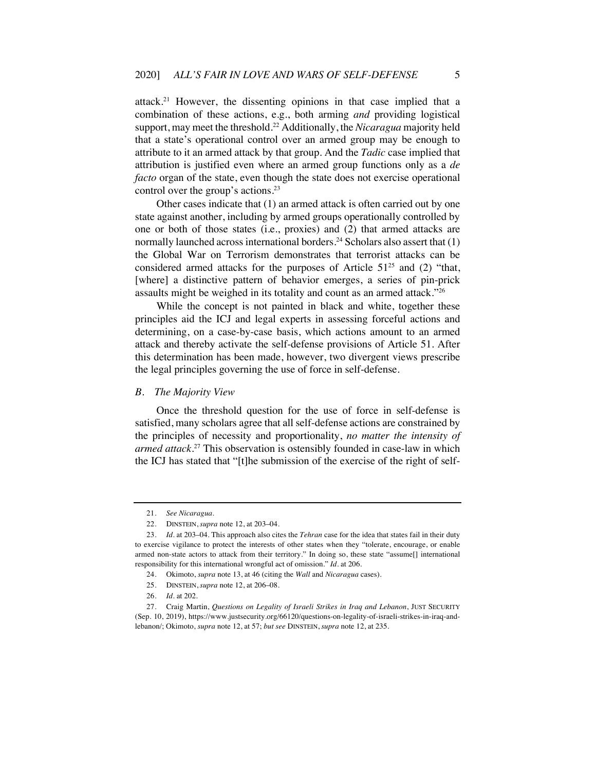attack.[21] However, the dissenting opinions in that case implied that a combination of these actions, e.g., both arming *and* providing logistical support, may meet the threshold.[22] Additionally, the *Nicaragua* majority held that a state's operational control over an armed group may be enough to attribute to it an armed attack by that group. And the *Tadic* case implied that attribution is justified even where an armed group functions only as a *de facto* organ of the state, even though the state does not exercise operational control over the group's actions.[23]

Other cases indicate that (1) an armed attack is often carried out by one state against another, including by armed groups operationally controlled by one or both of those states (i.e., proxies) and (2) that armed attacks are normally launched across international borders.[24] Scholars also assert that (1) the Global War on Terrorism demonstrates that terrorist attacks can be considered armed attacks for the purposes of Article 51[25] and (2) "that, [where] a distinctive pattern of behavior emerges, a series of pin-prick assaults might be weighed in its totality and count as an armed attack."[26]

While the concept is not painted in black and white, together these principles aid the ICJ and legal experts in assessing forceful actions and determining, on a case-by-case basis, which actions amount to an armed attack and thereby activate the self-defense provisions of Article 51. After this determination has been made, however, two divergent views prescribe the legal principles governing the use of force in self-defense.

### *B. The Majority View*

Once the threshold question for the use of force in self-defense is satisfied, many scholars agree that all self-defense actions are constrained by the principles of necessity and proportionality, *no matter the intensity of armed attack*.[27] This observation is ostensibly founded in case-law in which the ICJ has stated that "[t]he submission of the exercise of the right of self-

---

21. *See Nicaragua*.

22. DINSTEIN, *supra* note 12, at 203–04.

23. *Id.* at 203–04. This approach also cites the *Tehran* case for the idea that states fail in their duty to exercise vigilance to protect the interests of other states when they "tolerate, encourage, or enable armed non-state actors to attack from their territory." In doing so, these state "assume[] international responsibility for this international wrongful act of omission." *Id.* at 206.

24. Okimoto, *supra* note 13, at 46 (citing the *Wall* and *Nicaragua* cases).

25. DINSTEIN, *supra* note 12, at 206–08.

26. *Id.* at 202.

27. Craig Martin, *Questions on Legality of Israeli Strikes in Iraq and Lebanon*, JUST SECURITY (Sep. 10, 2019), https://www.justsecurity.org/66120/questions-on-legality-of-israeli-strikes-in-iraq-and-lebanon/; Okimoto, *supra* note 12, at 57; *but see* DINSTEIN, *supra* note 12, at 235.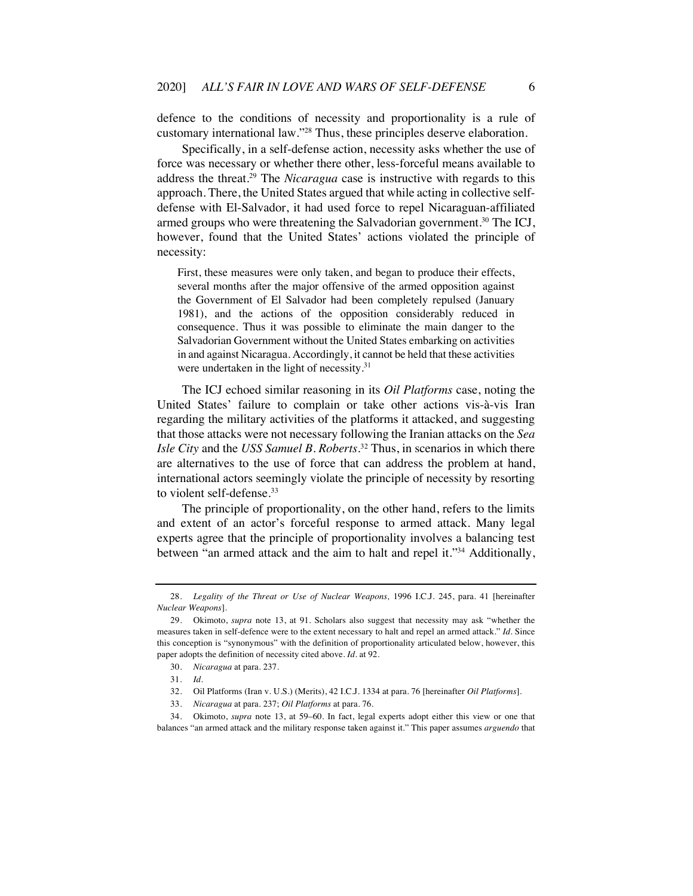defence to the conditions of necessity and proportionality is a rule of customary international law."[28] Thus, these principles deserve elaboration.

Specifically, in a self-defense action, necessity asks whether the use of force was necessary or whether there other, less-forceful means available to address the threat.[29] The *Nicaragua* case is instructive with regards to this approach. There, the United States argued that while acting in collective self-defense with El-Salvador, it had used force to repel Nicaraguan-affiliated armed groups who were threatening the Salvadorian government.[30] The ICJ, however, found that the United States' actions violated the principle of necessity:

> First, these measures were only taken, and began to produce their effects, several months after the major offensive of the armed opposition against the Government of El Salvador had been completely repulsed (January 1981), and the actions of the opposition considerably reduced in consequence. Thus it was possible to eliminate the main danger to the Salvadorian Government without the United States embarking on activities in and against Nicaragua. Accordingly, it cannot be held that these activities were undertaken in the light of necessity.[31]

The ICJ echoed similar reasoning in its *Oil Platforms* case, noting the United States' failure to complain or take other actions vis-à-vis Iran regarding the military activities of the platforms it attacked, and suggesting that those attacks were not necessary following the Iranian attacks on the *Sea Isle City* and the *USS Samuel B. Roberts*.[32] Thus, in scenarios in which there are alternatives to the use of force that can address the problem at hand, international actors seemingly violate the principle of necessity by resorting to violent self-defense.[33]

The principle of proportionality, on the other hand, refers to the limits and extent of an actor's forceful response to armed attack. Many legal experts agree that the principle of proportionality involves a balancing test between "an armed attack and the aim to halt and repel it."[34] Additionally,

---

28. *Legality of the Threat or Use of Nuclear Weapons,* 1996 I.C.J. 245, para. 41 [hereinafter *Nuclear Weapons*].

29. Okimoto, *supra* note 13, at 91. Scholars also suggest that necessity may ask "whether the measures taken in self-defence were to the extent necessary to halt and repel an armed attack." *Id*. Since this conception is "synonymous" with the definition of proportionality articulated below, however, this paper adopts the definition of necessity cited above. *Id*. at 92.

30. *Nicaragua* at para. 237.

31. *Id*.

32. Oil Platforms (Iran v. U.S.) (Merits), 42 I.C.J. 1334 at para. 76 [hereinafter *Oil Platforms*].

33. *Nicaragua* at para. 237; *Oil Platforms* at para. 76.

34. Okimoto, *supra* note 13, at 59–60. In fact, legal experts adopt either this view or one that balances "an armed attack and the military response taken against it." This paper assumes *arguendo* that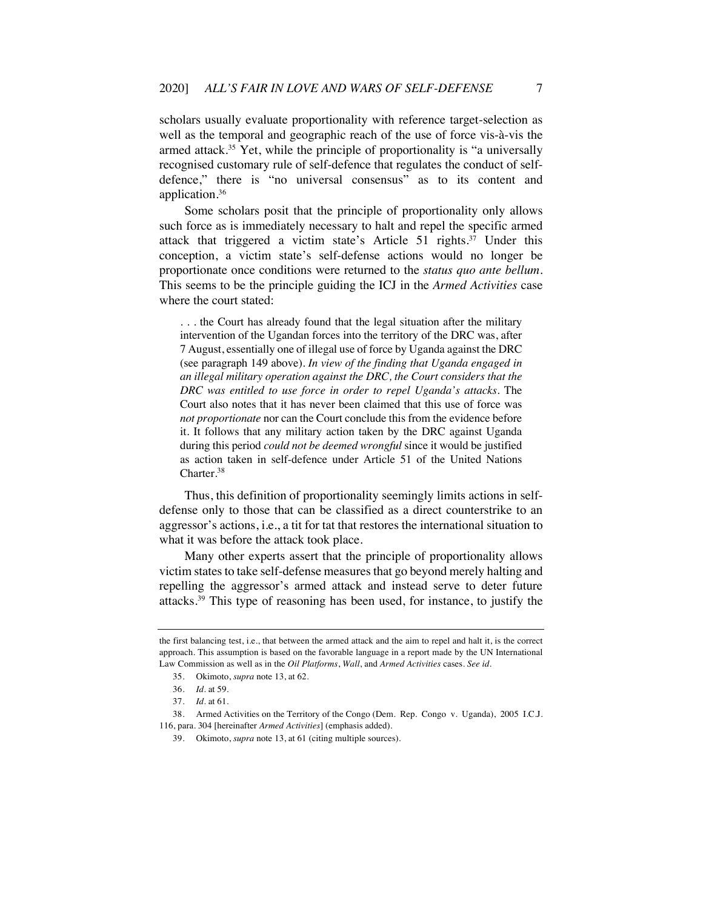scholars usually evaluate proportionality with reference target-selection as well as the temporal and geographic reach of the use of force vis-à-vis the armed attack.[35] Yet, while the principle of proportionality is "a universally recognised customary rule of self-defence that regulates the conduct of self-defence," there is "no universal consensus" as to its content and application.[36]

Some scholars posit that the principle of proportionality only allows such force as is immediately necessary to halt and repel the specific armed attack that triggered a victim state's Article 51 rights.[37] Under this conception, a victim state's self-defense actions would no longer be proportionate once conditions were returned to the *status quo ante bellum*. This seems to be the principle guiding the ICJ in the *Armed Activities* case where the court stated:

> . . . the Court has already found that the legal situation after the military intervention of the Ugandan forces into the territory of the DRC was, after 7 August, essentially one of illegal use of force by Uganda against the DRC (see paragraph 149 above). *In view of the finding that Uganda engaged in an illegal military operation against the DRC, the Court considers that the DRC was entitled to use force in order to repel Uganda's attacks*. The Court also notes that it has never been claimed that this use of force was *not proportionate* nor can the Court conclude this from the evidence before it. It follows that any military action taken by the DRC against Uganda during this period *could not be deemed wrongful* since it would be justified as action taken in self-defence under Article 51 of the United Nations Charter.[38]

Thus, this definition of proportionality seemingly limits actions in self-defense only to those that can be classified as a direct counterstrike to an aggressor's actions, i.e., a tit for tat that restores the international situation to what it was before the attack took place.

Many other experts assert that the principle of proportionality allows victim states to take self-defense measures that go beyond merely halting and repelling the aggressor's armed attack and instead serve to deter future attacks.[39] This type of reasoning has been used, for instance, to justify the

---

the first balancing test, i.e., that between the armed attack and the aim to repel and halt it, is the correct approach. This assumption is based on the favorable language in a report made by the UN International Law Commission as well as in the *Oil Platforms*, *Wall*, and *Armed Activities* cases. *See id*.

35. Okimoto, *supra* note 13, at 62.

36. *Id*. at 59.

37. *Id*. at 61.

38. Armed Activities on the Territory of the Congo (Dem. Rep. Congo v. Uganda), 2005 I.C.J. 116, para. 304 [hereinafter *Armed Activities*] (emphasis added).

39. Okimoto, *supra* note 13, at 61 (citing multiple sources).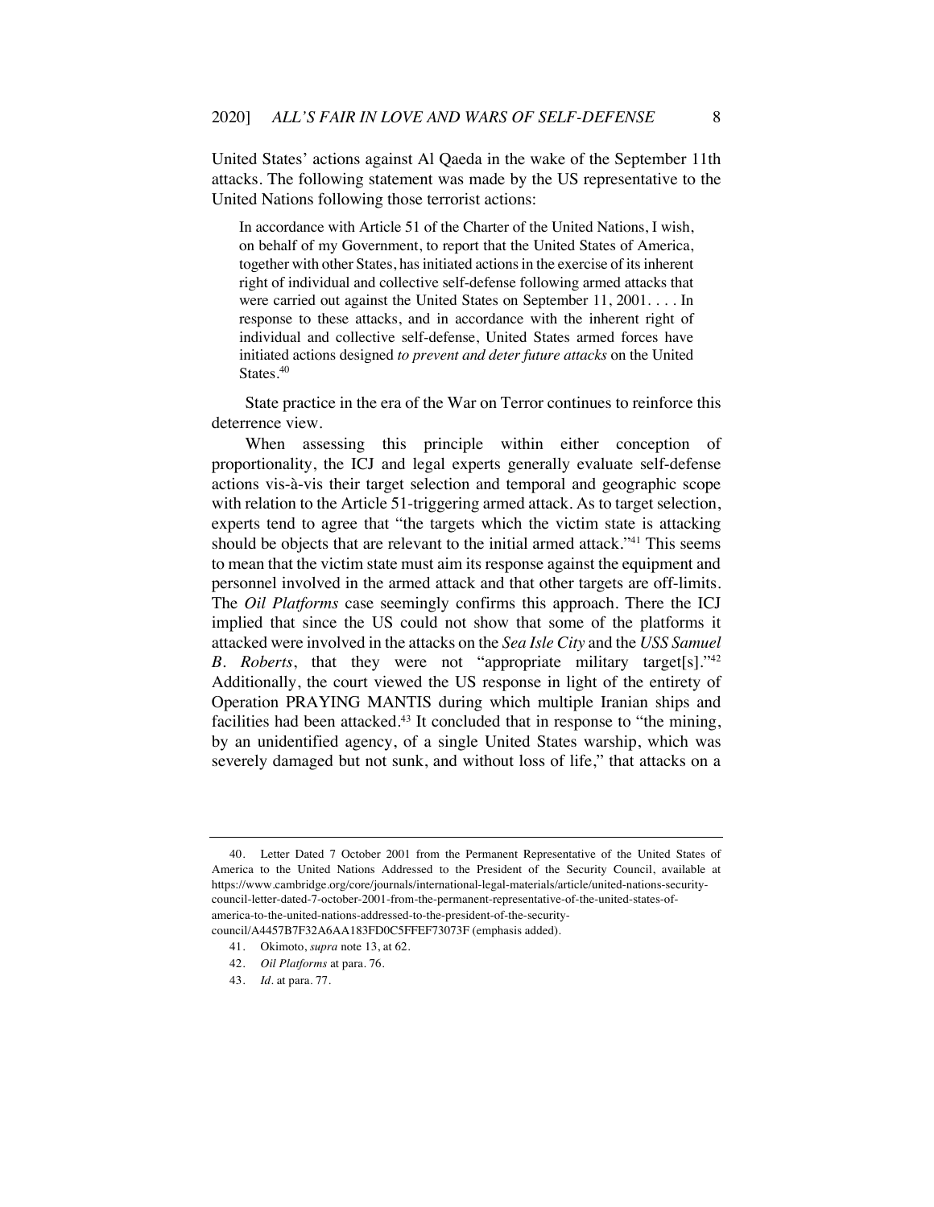United States' actions against Al Qaeda in the wake of the September 11th attacks. The following statement was made by the US representative to the United Nations following those terrorist actions:

> In accordance with Article 51 of the Charter of the United Nations, I wish, on behalf of my Government, to report that the United States of America, together with other States, has initiated actions in the exercise of its inherent right of individual and collective self-defense following armed attacks that were carried out against the United States on September 11, 2001. . . . In response to these attacks, and in accordance with the inherent right of individual and collective self-defense, United States armed forces have initiated actions designed *to prevent and deter future attacks* on the United States.[40]

State practice in the era of the War on Terror continues to reinforce this deterrence view.

When assessing this principle within either conception of proportionality, the ICJ and legal experts generally evaluate self-defense actions vis-à-vis their target selection and temporal and geographic scope with relation to the Article 51-triggering armed attack. As to target selection, experts tend to agree that "the targets which the victim state is attacking should be objects that are relevant to the initial armed attack."[41] This seems to mean that the victim state must aim its response against the equipment and personnel involved in the armed attack and that other targets are off-limits. The *Oil Platforms* case seemingly confirms this approach. There the ICJ implied that since the US could not show that some of the platforms it attacked were involved in the attacks on the *Sea Isle City* and the *USS Samuel B. Roberts*, that they were not "appropriate military target[s]."[42] Additionally, the court viewed the US response in light of the entirety of Operation PRAYING MANTIS during which multiple Iranian ships and facilities had been attacked.[43] It concluded that in response to "the mining, by an unidentified agency, of a single United States warship, which was severely damaged but not sunk, and without loss of life," that attacks on a

---

40. Letter Dated 7 October 2001 from the Permanent Representative of the United States of America to the United Nations Addressed to the President of the Security Council, available at https://www.cambridge.org/core/journals/international-legal-materials/article/united-nations-security-council-letter-dated-7-october-2001-from-the-permanent-representative-of-the-united-states-of-america-to-the-united-nations-addressed-to-the-president-of-the-security-council/A4457B7F32A6AA183FD0C5FFEF73073F (emphasis added).

41. Okimoto, *supra* note 13, at 62.

42. *Oil Platforms* at para. 76.

43. *Id*. at para. 77.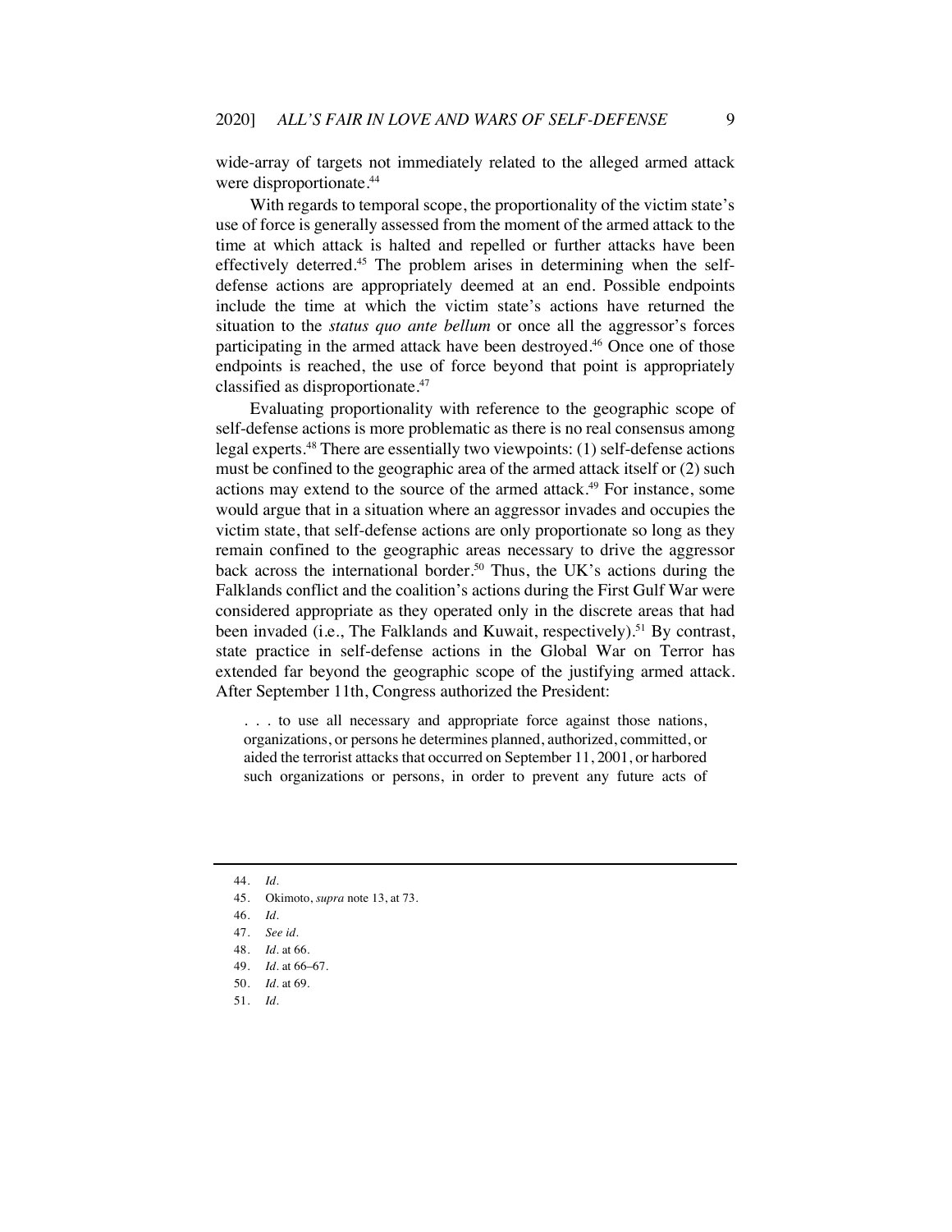wide-array of targets not immediately related to the alleged armed attack were disproportionate.[44]

With regards to temporal scope, the proportionality of the victim state's use of force is generally assessed from the moment of the armed attack to the time at which attack is halted and repelled or further attacks have been effectively deterred.[45] The problem arises in determining when the self-defense actions are appropriately deemed at an end. Possible endpoints include the time at which the victim state's actions have returned the situation to the *status quo ante bellum* or once all the aggressor's forces participating in the armed attack have been destroyed.[46] Once one of those endpoints is reached, the use of force beyond that point is appropriately classified as disproportionate.[47]

Evaluating proportionality with reference to the geographic scope of self-defense actions is more problematic as there is no real consensus among legal experts.[48] There are essentially two viewpoints: (1) self-defense actions must be confined to the geographic area of the armed attack itself or (2) such actions may extend to the source of the armed attack.[49] For instance, some would argue that in a situation where an aggressor invades and occupies the victim state, that self-defense actions are only proportionate so long as they remain confined to the geographic areas necessary to drive the aggressor back across the international border.[50] Thus, the UK's actions during the Falklands conflict and the coalition's actions during the First Gulf War were considered appropriate as they operated only in the discrete areas that had been invaded (i.e., The Falklands and Kuwait, respectively).[51] By contrast, state practice in self-defense actions in the Global War on Terror has extended far beyond the geographic scope of the justifying armed attack. After September 11th, Congress authorized the President:

> . . . to use all necessary and appropriate force against those nations, organizations, or persons he determines planned, authorized, committed, or aided the terrorist attacks that occurred on September 11, 2001, or harbored such organizations or persons, in order to prevent any future acts of

---

44. *Id.*
45. Okimoto, *supra* note 13, at 73.
46. *Id.*
47. *See id.*
48. *Id.* at 66.
49. *Id.* at 66–67.
50. *Id.* at 69.
51. *Id.*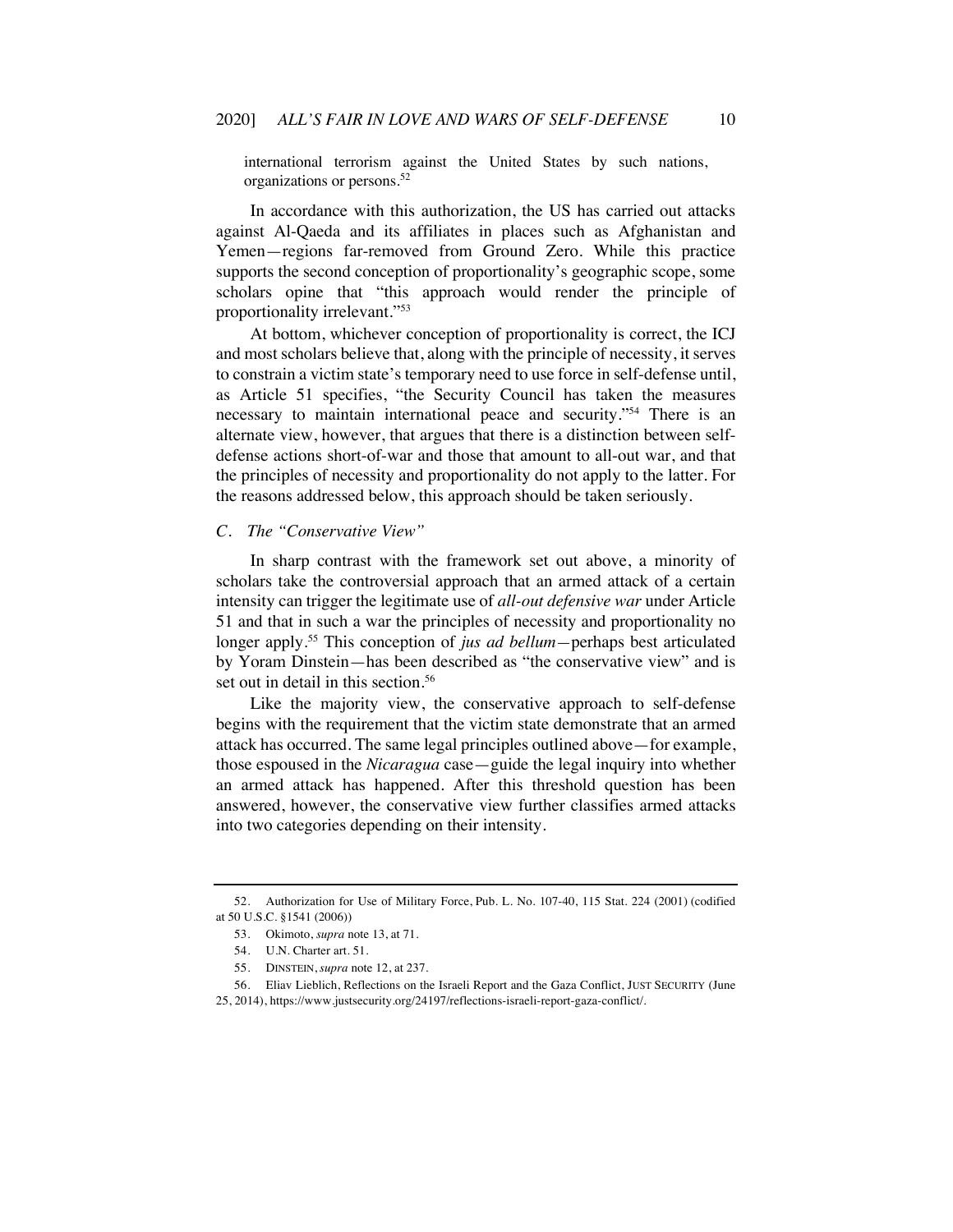international terrorism against the United States by such nations, organizations or persons.[52]

In accordance with this authorization, the US has carried out attacks against Al-Qaeda and its affiliates in places such as Afghanistan and Yemen—regions far-removed from Ground Zero. While this practice supports the second conception of proportionality's geographic scope, some scholars opine that "this approach would render the principle of proportionality irrelevant."[53]

At bottom, whichever conception of proportionality is correct, the ICJ and most scholars believe that, along with the principle of necessity, it serves to constrain a victim state's temporary need to use force in self-defense until, as Article 51 specifies, "the Security Council has taken the measures necessary to maintain international peace and security."[54] There is an alternate view, however, that argues that there is a distinction between self-defense actions short-of-war and those that amount to all-out war, and that the principles of necessity and proportionality do not apply to the latter. For the reasons addressed below, this approach should be taken seriously.

### *C. The "Conservative View"*

In sharp contrast with the framework set out above, a minority of scholars take the controversial approach that an armed attack of a certain intensity can trigger the legitimate use of *all-out defensive war* under Article 51 and that in such a war the principles of necessity and proportionality no longer apply.[55] This conception of *jus ad bellum*—perhaps best articulated by Yoram Dinstein—has been described as "the conservative view" and is set out in detail in this section.[56]

Like the majority view, the conservative approach to self-defense begins with the requirement that the victim state demonstrate that an armed attack has occurred. The same legal principles outlined above—for example, those espoused in the *Nicaragua* case—guide the legal inquiry into whether an armed attack has happened. After this threshold question has been answered, however, the conservative view further classifies armed attacks into two categories depending on their intensity.

---

52. Authorization for Use of Military Force, Pub. L. No. 107-40, 115 Stat. 224 (2001) (codified at 50 U.S.C. §1541 (2006))

53. Okimoto, *supra* note 13, at 71.

54. U.N. Charter art. 51.

55. DINSTEIN, *supra* note 12, at 237.

56. Eliav Lieblich, Reflections on the Israeli Report and the Gaza Conflict, JUST SECURITY (June 25, 2014), https://www.justsecurity.org/24197/reflections-israeli-report-gaza-conflict/.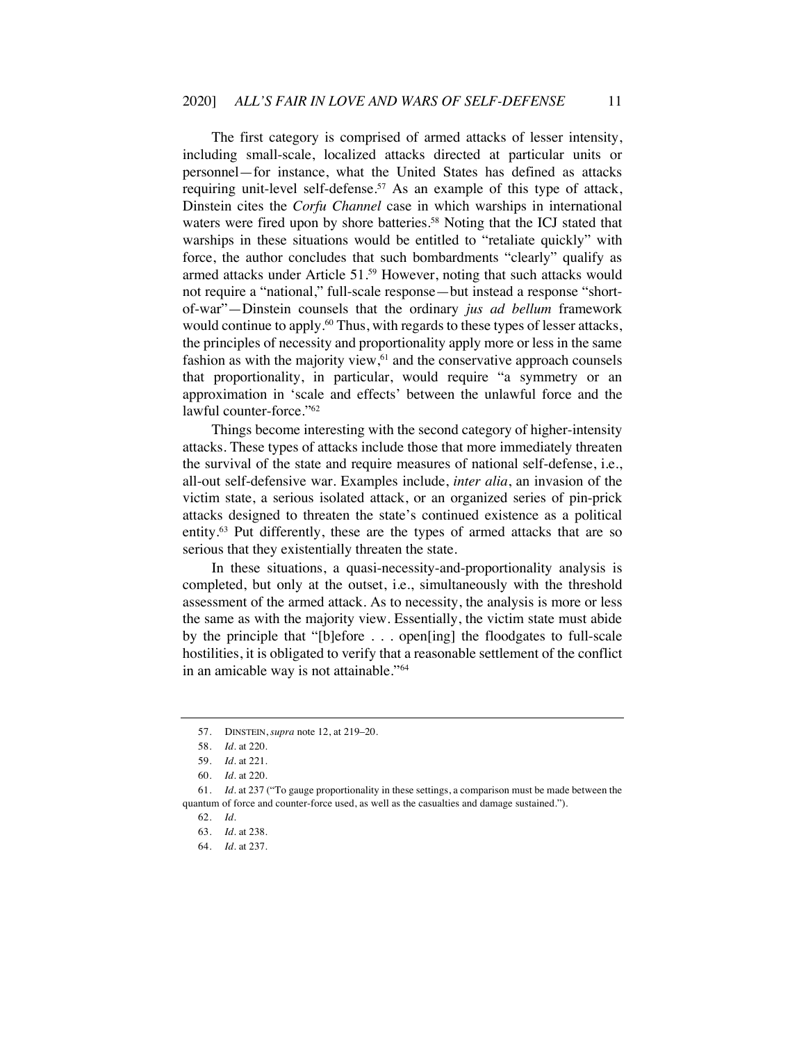The first category is comprised of armed attacks of lesser intensity, including small-scale, localized attacks directed at particular units or personnel—for instance, what the United States has defined as attacks requiring unit-level self-defense.[57] As an example of this type of attack, Dinstein cites the *Corfu Channel* case in which warships in international waters were fired upon by shore batteries.[58] Noting that the ICJ stated that warships in these situations would be entitled to "retaliate quickly" with force, the author concludes that such bombardments "clearly" qualify as armed attacks under Article 51.[59] However, noting that such attacks would not require a "national," full-scale response—but instead a response "short-of-war"—Dinstein counsels that the ordinary *jus ad bellum* framework would continue to apply.[60] Thus, with regards to these types of lesser attacks, the principles of necessity and proportionality apply more or less in the same fashion as with the majority view,[61] and the conservative approach counsels that proportionality, in particular, would require "a symmetry or an approximation in 'scale and effects' between the unlawful force and the lawful counter-force."[62]

Things become interesting with the second category of higher-intensity attacks. These types of attacks include those that more immediately threaten the survival of the state and require measures of national self-defense, i.e., all-out self-defensive war. Examples include, *inter alia*, an invasion of the victim state, a serious isolated attack, or an organized series of pin-prick attacks designed to threaten the state's continued existence as a political entity.[63] Put differently, these are the types of armed attacks that are so serious that they existentially threaten the state.

In these situations, a quasi-necessity-and-proportionality analysis is completed, but only at the outset, i.e., simultaneously with the threshold assessment of the armed attack. As to necessity, the analysis is more or less the same as with the majority view. Essentially, the victim state must abide by the principle that "[b]efore . . . open[ing] the floodgates to full-scale hostilities, it is obligated to verify that a reasonable settlement of the conflict in an amicable way is not attainable."[64]

---

57. DINSTEIN, *supra* note 12, at 219–20.

58. *Id.* at 220.

59. *Id.* at 221.

60. *Id.* at 220.

61. *Id.* at 237 ("To gauge proportionality in these settings, a comparison must be made between the quantum of force and counter-force used, as well as the casualties and damage sustained.").

62. *Id.*

63. *Id.* at 238.

64. *Id.* at 237.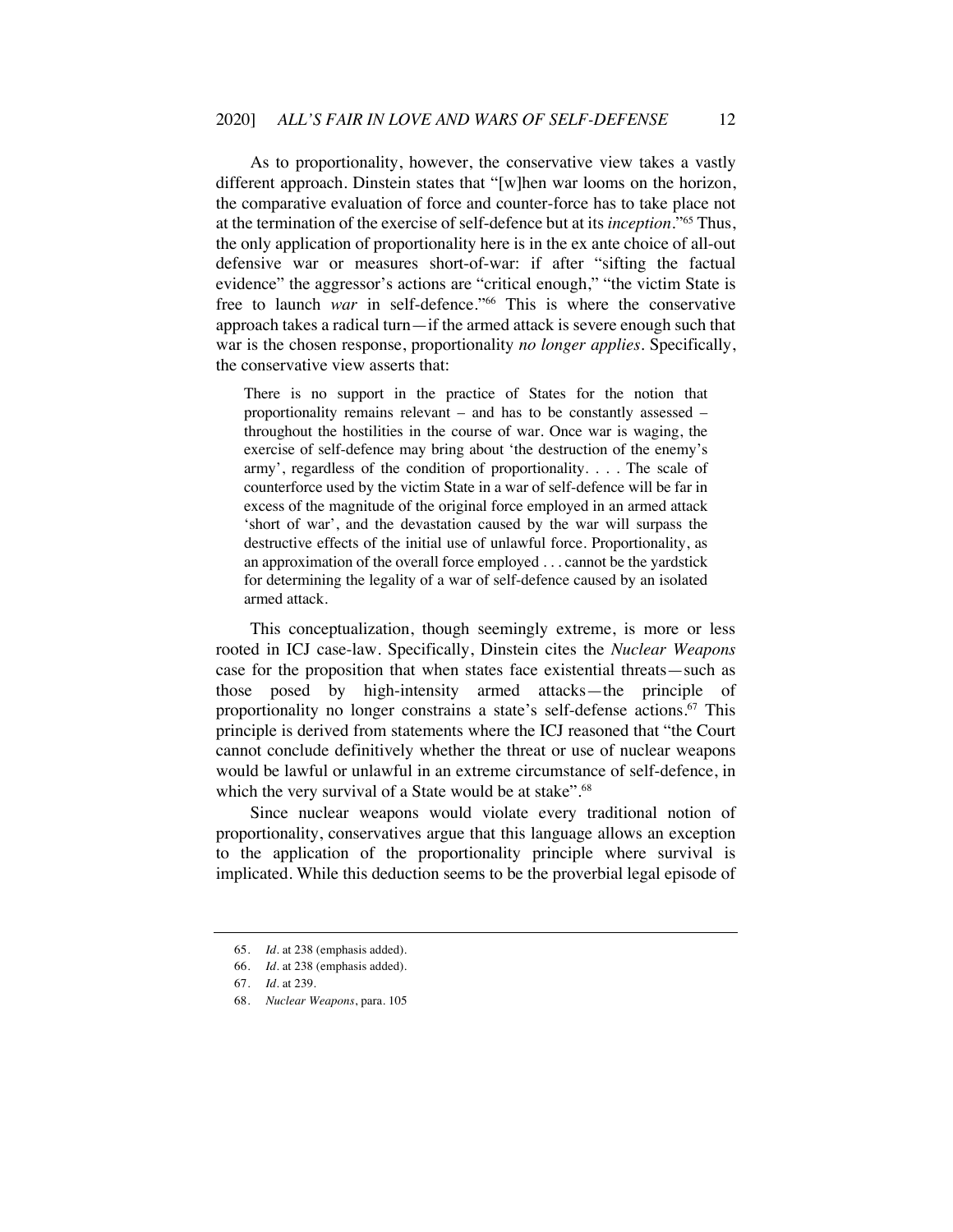As to proportionality, however, the conservative view takes a vastly different approach. Dinstein states that "[w]hen war looms on the horizon, the comparative evaluation of force and counter-force has to take place not at the termination of the exercise of self-defence but at its *inception*."[65] Thus, the only application of proportionality here is in the ex ante choice of all-out defensive war or measures short-of-war: if after "sifting the factual evidence" the aggressor's actions are "critical enough," "the victim State is free to launch *war* in self-defence."[66] This is where the conservative approach takes a radical turn—if the armed attack is severe enough such that war is the chosen response, proportionality *no longer applies*. Specifically, the conservative view asserts that:

> There is no support in the practice of States for the notion that proportionality remains relevant – and has to be constantly assessed – throughout the hostilities in the course of war. Once war is waging, the exercise of self-defence may bring about 'the destruction of the enemy's army', regardless of the condition of proportionality. . . . The scale of counterforce used by the victim State in a war of self-defence will be far in excess of the magnitude of the original force employed in an armed attack 'short of war', and the devastation caused by the war will surpass the destructive effects of the initial use of unlawful force. Proportionality, as an approximation of the overall force employed . . . cannot be the yardstick for determining the legality of a war of self-defence caused by an isolated armed attack.

This conceptualization, though seemingly extreme, is more or less rooted in ICJ case-law. Specifically, Dinstein cites the *Nuclear Weapons* case for the proposition that when states face existential threats—such as those posed by high-intensity armed attacks—the principle of proportionality no longer constrains a state's self-defense actions.[67] This principle is derived from statements where the ICJ reasoned that "the Court cannot conclude definitively whether the threat or use of nuclear weapons would be lawful or unlawful in an extreme circumstance of self-defence, in which the very survival of a State would be at stake".[68]

Since nuclear weapons would violate every traditional notion of proportionality, conservatives argue that this language allows an exception to the application of the proportionality principle where survival is implicated. While this deduction seems to be the proverbial legal episode of

---

65. *Id*. at 238 (emphasis added).

66. *Id*. at 238 (emphasis added).

67. *Id*. at 239.

68. *Nuclear Weapons*, para. 105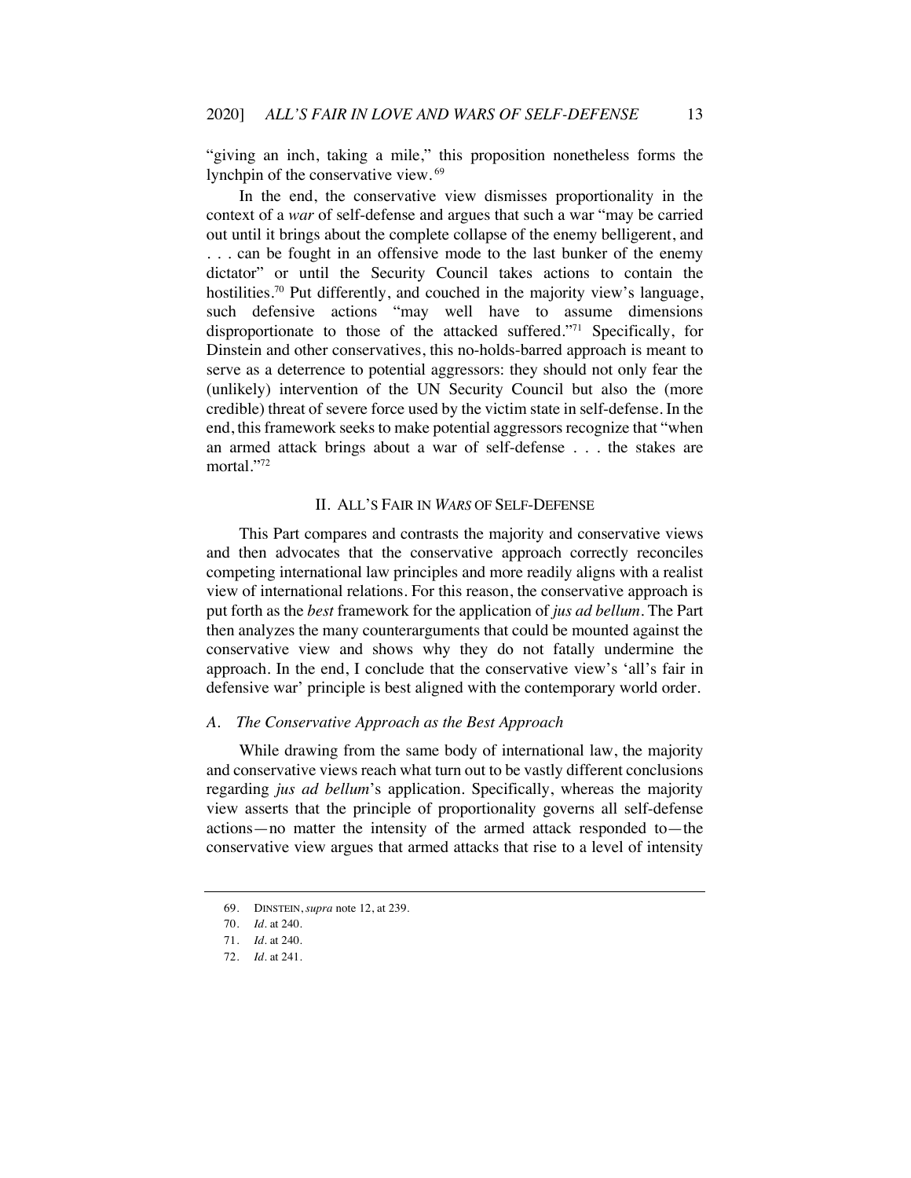"giving an inch, taking a mile," this proposition nonetheless forms the lynchpin of the conservative view.[69]

In the end, the conservative view dismisses proportionality in the context of a *war* of self-defense and argues that such a war "may be carried out until it brings about the complete collapse of the enemy belligerent, and . . . can be fought in an offensive mode to the last bunker of the enemy dictator" or until the Security Council takes actions to contain the hostilities.[70] Put differently, and couched in the majority view's language, such defensive actions "may well have to assume dimensions disproportionate to those of the attacked suffered."[71] Specifically, for Dinstein and other conservatives, this no-holds-barred approach is meant to serve as a deterrence to potential aggressors: they should not only fear the (unlikely) intervention of the UN Security Council but also the (more credible) threat of severe force used by the victim state in self-defense. In the end, this framework seeks to make potential aggressors recognize that "when an armed attack brings about a war of self-defense . . . the stakes are mortal."[72]

## II. ALL'S FAIR IN *WARS* OF SELF-DEFENSE

This Part compares and contrasts the majority and conservative views and then advocates that the conservative approach correctly reconciles competing international law principles and more readily aligns with a realist view of international relations. For this reason, the conservative approach is put forth as the *best* framework for the application of *jus ad bellum*. The Part then analyzes the many counterarguments that could be mounted against the conservative view and shows why they do not fatally undermine the approach. In the end, I conclude that the conservative view's 'all's fair in defensive war' principle is best aligned with the contemporary world order.

### *A. The Conservative Approach as the Best Approach*

While drawing from the same body of international law, the majority and conservative views reach what turn out to be vastly different conclusions regarding *jus ad bellum*'s application. Specifically, whereas the majority view asserts that the principle of proportionality governs all self-defense actions—no matter the intensity of the armed attack responded to—the conservative view argues that armed attacks that rise to a level of intensity

69. DINSTEIN, *supra* note 12, at 239.

70. *Id.* at 240.

71. *Id.* at 240.

72. *Id.* at 241.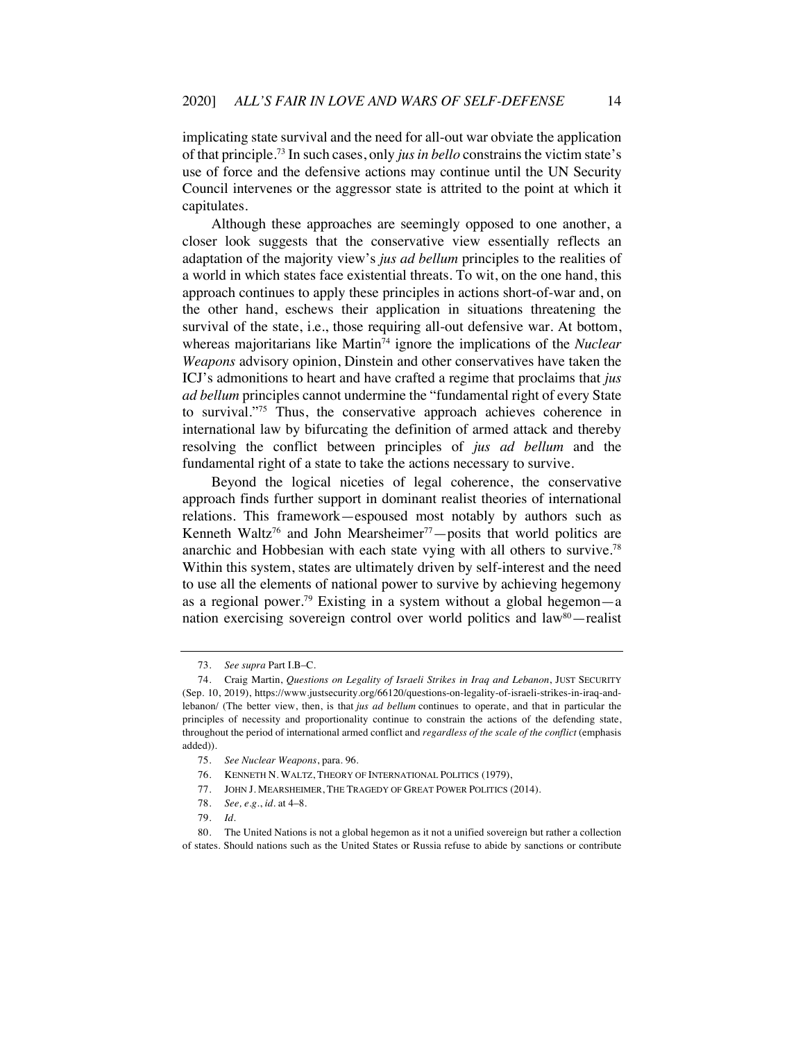implicating state survival and the need for all-out war obviate the application of that principle.[73] In such cases, only *jus in bello* constrains the victim state's use of force and the defensive actions may continue until the UN Security Council intervenes or the aggressor state is attrited to the point at which it capitulates.

Although these approaches are seemingly opposed to one another, a closer look suggests that the conservative view essentially reflects an adaptation of the majority view's *jus ad bellum* principles to the realities of a world in which states face existential threats. To wit, on the one hand, this approach continues to apply these principles in actions short-of-war and, on the other hand, eschews their application in situations threatening the survival of the state, i.e., those requiring all-out defensive war. At bottom, whereas majoritarians like Martin[74] ignore the implications of the *Nuclear Weapons* advisory opinion, Dinstein and other conservatives have taken the ICJ's admonitions to heart and have crafted a regime that proclaims that *jus ad bellum* principles cannot undermine the "fundamental right of every State to survival."[75] Thus, the conservative approach achieves coherence in international law by bifurcating the definition of armed attack and thereby resolving the conflict between principles of *jus ad bellum* and the fundamental right of a state to take the actions necessary to survive.

Beyond the logical niceties of legal coherence, the conservative approach finds further support in dominant realist theories of international relations. This framework—espoused most notably by authors such as Kenneth Waltz[76] and John Mearsheimer[77]—posits that world politics are anarchic and Hobbesian with each state vying with all others to survive.[78] Within this system, states are ultimately driven by self-interest and the need to use all the elements of national power to survive by achieving hegemony as a regional power.[79] Existing in a system without a global hegemon—a nation exercising sovereign control over world politics and law[80]—realist

---

73. *See supra* Part I.B–C.

74. Craig Martin, *Questions on Legality of Israeli Strikes in Iraq and Lebanon*, JUST SECURITY (Sep. 10, 2019), https://www.justsecurity.org/66120/questions-on-legality-of-israeli-strikes-in-iraq-and-lebanon/ (The better view, then, is that *jus ad bellum* continues to operate, and that in particular the principles of necessity and proportionality continue to constrain the actions of the defending state, throughout the period of international armed conflict and *regardless of the scale of the conflict* (emphasis added)).

75. *See Nuclear Weapons*, para. 96.

76. KENNETH N. WALTZ, THEORY OF INTERNATIONAL POLITICS (1979),

77. JOHN J. MEARSHEIMER, THE TRAGEDY OF GREAT POWER POLITICS (2014).

78. *See, e.g.*, *id.* at 4–8.

79. *Id.*

80. The United Nations is not a global hegemon as it not a unified sovereign but rather a collection of states. Should nations such as the United States or Russia refuse to abide by sanctions or contribute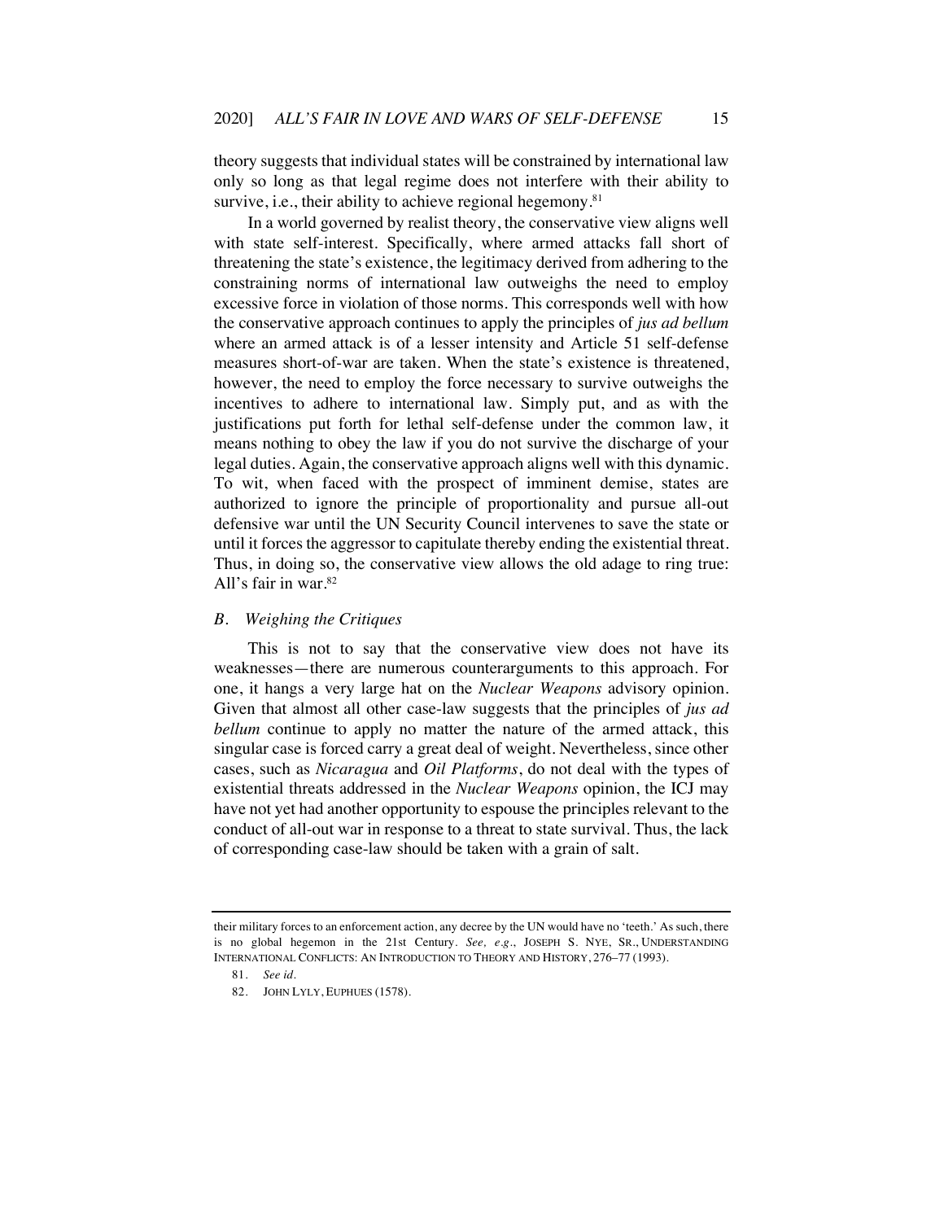theory suggests that individual states will be constrained by international law only so long as that legal regime does not interfere with their ability to survive, i.e., their ability to achieve regional hegemony.[81]

In a world governed by realist theory, the conservative view aligns well with state self-interest. Specifically, where armed attacks fall short of threatening the state's existence, the legitimacy derived from adhering to the constraining norms of international law outweighs the need to employ excessive force in violation of those norms. This corresponds well with how the conservative approach continues to apply the principles of *jus ad bellum* where an armed attack is of a lesser intensity and Article 51 self-defense measures short-of-war are taken. When the state's existence is threatened, however, the need to employ the force necessary to survive outweighs the incentives to adhere to international law. Simply put, and as with the justifications put forth for lethal self-defense under the common law, it means nothing to obey the law if you do not survive the discharge of your legal duties. Again, the conservative approach aligns well with this dynamic. To wit, when faced with the prospect of imminent demise, states are authorized to ignore the principle of proportionality and pursue all-out defensive war until the UN Security Council intervenes to save the state or until it forces the aggressor to capitulate thereby ending the existential threat. Thus, in doing so, the conservative view allows the old adage to ring true: All's fair in war.[82]

### *B. Weighing the Critiques*

This is not to say that the conservative view does not have its weaknesses—there are numerous counterarguments to this approach. For one, it hangs a very large hat on the *Nuclear Weapons* advisory opinion. Given that almost all other case-law suggests that the principles of *jus ad bellum* continue to apply no matter the nature of the armed attack, this singular case is forced carry a great deal of weight. Nevertheless, since other cases, such as *Nicaragua* and *Oil Platforms*, do not deal with the types of existential threats addressed in the *Nuclear Weapons* opinion, the ICJ may have not yet had another opportunity to espouse the principles relevant to the conduct of all-out war in response to a threat to state survival. Thus, the lack of corresponding case-law should be taken with a grain of salt.

---

their military forces to an enforcement action, any decree by the UN would have no 'teeth.' As such, there is no global hegemon in the 21st Century. *See, e.g.*, JOSEPH S. NYE, SR., UNDERSTANDING INTERNATIONAL CONFLICTS: AN INTRODUCTION TO THEORY AND HISTORY, 276–77 (1993).

81. *See id.*

82. JOHN LYLY, EUPHUES (1578).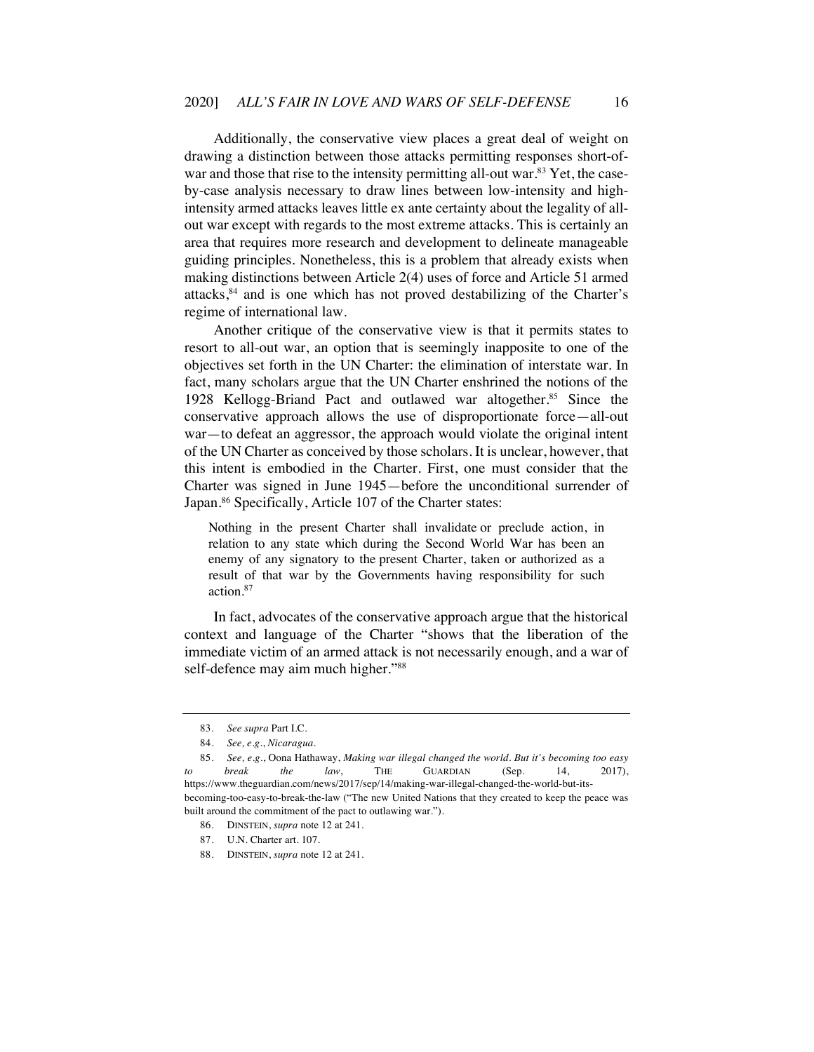Additionally, the conservative view places a great deal of weight on drawing a distinction between those attacks permitting responses short-of-war and those that rise to the intensity permitting all-out war.[83] Yet, the case-by-case analysis necessary to draw lines between low-intensity and high-intensity armed attacks leaves little ex ante certainty about the legality of all-out war except with regards to the most extreme attacks. This is certainly an area that requires more research and development to delineate manageable guiding principles. Nonetheless, this is a problem that already exists when making distinctions between Article 2(4) uses of force and Article 51 armed attacks,[84] and is one which has not proved destabilizing of the Charter's regime of international law.

Another critique of the conservative view is that it permits states to resort to all-out war, an option that is seemingly inapposite to one of the objectives set forth in the UN Charter: the elimination of interstate war. In fact, many scholars argue that the UN Charter enshrined the notions of the 1928 Kellogg-Briand Pact and outlawed war altogether.[85] Since the conservative approach allows the use of disproportionate force—all-out war—to defeat an aggressor, the approach would violate the original intent of the UN Charter as conceived by those scholars. It is unclear, however, that this intent is embodied in the Charter. First, one must consider that the Charter was signed in June 1945—before the unconditional surrender of Japan.[86] Specifically, Article 107 of the Charter states:

> Nothing in the present Charter shall invalidate or preclude action, in relation to any state which during the Second World War has been an enemy of any signatory to the present Charter, taken or authorized as a result of that war by the Governments having responsibility for such action.[87]

In fact, advocates of the conservative approach argue that the historical context and language of the Charter "shows that the liberation of the immediate victim of an armed attack is not necessarily enough, and a war of self-defence may aim much higher."[88]

---

83. *See supra* Part I.C.

84. *See, e.g.*, *Nicaragua*.

85. *See, e.g.*, Oona Hathaway, *Making war illegal changed the world. But it's becoming too easy to break the law*, THE GUARDIAN (Sep. 14, 2017), https://www.theguardian.com/news/2017/sep/14/making-war-illegal-changed-the-world-but-its-becoming-too-easy-to-break-the-law ("The new United Nations that they created to keep the peace was built around the commitment of the pact to outlawing war.").

86. DINSTEIN, *supra* note 12 at 241.

87. U.N. Charter art. 107.

88. DINSTEIN, *supra* note 12 at 241.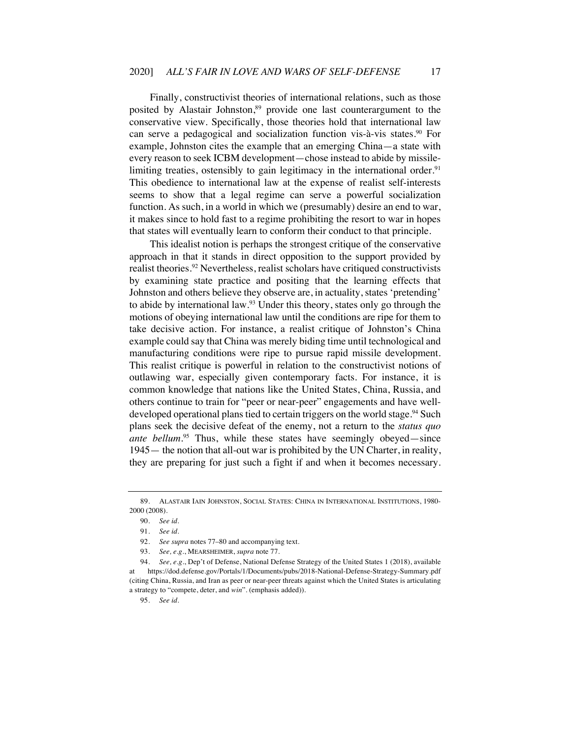Finally, constructivist theories of international relations, such as those posited by Alastair Johnston,[89] provide one last counterargument to the conservative view. Specifically, those theories hold that international law can serve a pedagogical and socialization function vis-à-vis states.[90] For example, Johnston cites the example that an emerging China—a state with every reason to seek ICBM development—chose instead to abide by missile-limiting treaties, ostensibly to gain legitimacy in the international order.[91] This obedience to international law at the expense of realist self-interests seems to show that a legal regime can serve a powerful socialization function. As such, in a world in which we (presumably) desire an end to war, it makes since to hold fast to a regime prohibiting the resort to war in hopes that states will eventually learn to conform their conduct to that principle.

This idealist notion is perhaps the strongest critique of the conservative approach in that it stands in direct opposition to the support provided by realist theories.[92] Nevertheless, realist scholars have critiqued constructivists by examining state practice and positing that the learning effects that Johnston and others believe they observe are, in actuality, states 'pretending' to abide by international law.[93] Under this theory, states only go through the motions of obeying international law until the conditions are ripe for them to take decisive action. For instance, a realist critique of Johnston's China example could say that China was merely biding time until technological and manufacturing conditions were ripe to pursue rapid missile development. This realist critique is powerful in relation to the constructivist notions of outlawing war, especially given contemporary facts. For instance, it is common knowledge that nations like the United States, China, Russia, and others continue to train for "peer or near-peer" engagements and have well-developed operational plans tied to certain triggers on the world stage.[94] Such plans seek the decisive defeat of the enemy, not a return to the *status quo ante bellum*.[95] Thus, while these states have seemingly obeyed—since 1945— the notion that all-out war is prohibited by the UN Charter, in reality, they are preparing for just such a fight if and when it becomes necessary.

---

89. ALASTAIR IAIN JOHNSTON, SOCIAL STATES: CHINA IN INTERNATIONAL INSTITUTIONS, 1980-2000 (2008).

90. *See id.*

91. *See id.*

92. *See supra* notes 77–80 and accompanying text.

93. *See, e.g.*, MEARSHEIMER, *supra* note 77.

94. *See, e.g.*, Dep't of Defense, National Defense Strategy of the United States 1 (2018), available at https://dod.defense.gov/Portals/1/Documents/pubs/2018-National-Defense-Strategy-Summary.pdf (citing China, Russia, and Iran as peer or near-peer threats against which the United States is articulating a strategy to "compete, deter, and *win*". (emphasis added)).

95. *See id.*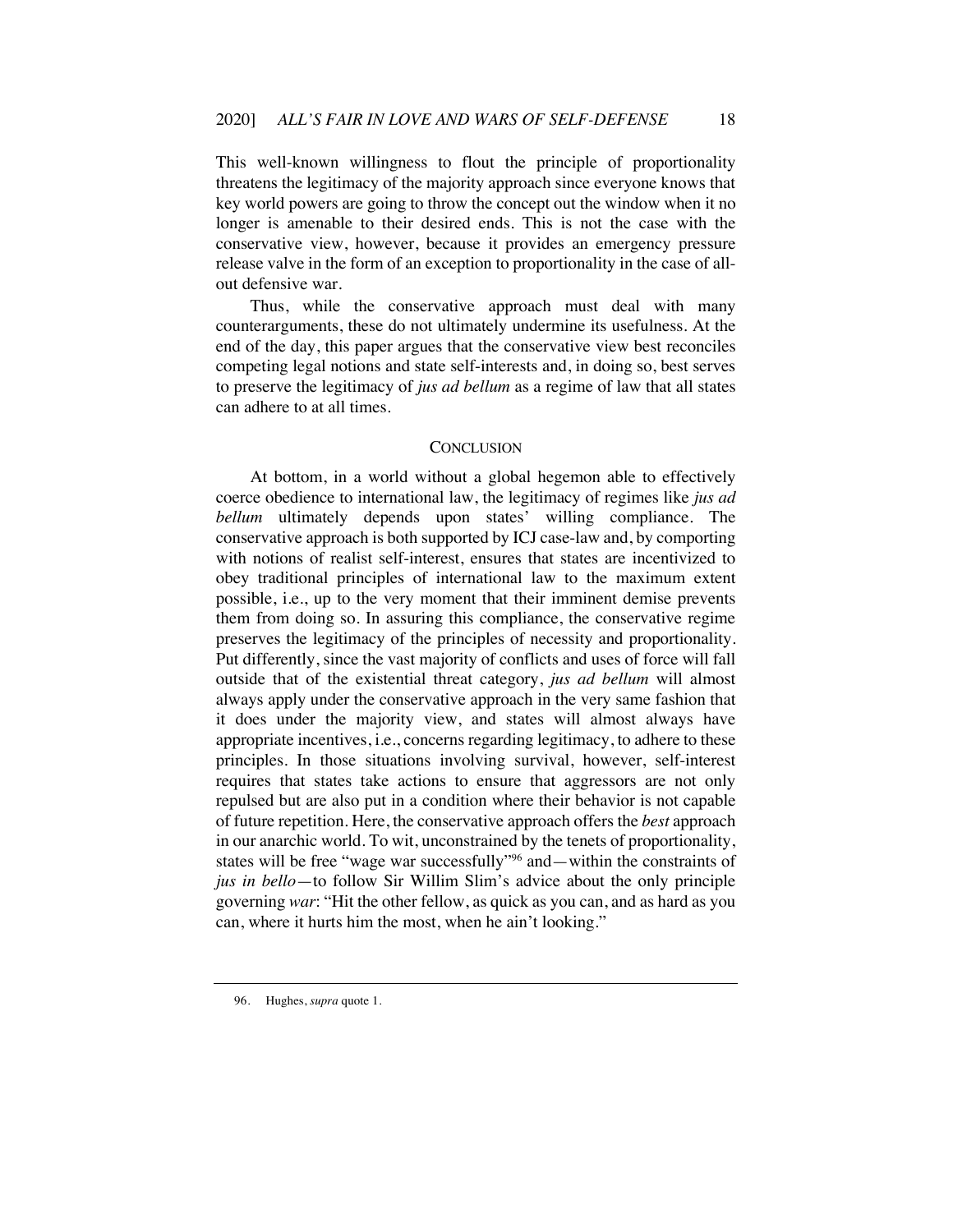This well-known willingness to flout the principle of proportionality threatens the legitimacy of the majority approach since everyone knows that key world powers are going to throw the concept out the window when it no longer is amenable to their desired ends. This is not the case with the conservative view, however, because it provides an emergency pressure release valve in the form of an exception to proportionality in the case of all-out defensive war.

Thus, while the conservative approach must deal with many counterarguments, these do not ultimately undermine its usefulness. At the end of the day, this paper argues that the conservative view best reconciles competing legal notions and state self-interests and, in doing so, best serves to preserve the legitimacy of *jus ad bellum* as a regime of law that all states can adhere to at all times.

## CONCLUSION

At bottom, in a world without a global hegemon able to effectively coerce obedience to international law, the legitimacy of regimes like *jus ad bellum* ultimately depends upon states' willing compliance. The conservative approach is both supported by ICJ case-law and, by comporting with notions of realist self-interest, ensures that states are incentivized to obey traditional principles of international law to the maximum extent possible, i.e., up to the very moment that their imminent demise prevents them from doing so. In assuring this compliance, the conservative regime preserves the legitimacy of the principles of necessity and proportionality. Put differently, since the vast majority of conflicts and uses of force will fall outside that of the existential threat category, *jus ad bellum* will almost always apply under the conservative approach in the very same fashion that it does under the majority view, and states will almost always have appropriate incentives, i.e., concerns regarding legitimacy, to adhere to these principles. In those situations involving survival, however, self-interest requires that states take actions to ensure that aggressors are not only repulsed but are also put in a condition where their behavior is not capable of future repetition. Here, the conservative approach offers the *best* approach in our anarchic world. To wit, unconstrained by the tenets of proportionality, states will be free "wage war successfully"[96] and—within the constraints of *jus in bello*—to follow Sir Willim Slim's advice about the only principle governing *war*: "Hit the other fellow, as quick as you can, and as hard as you can, where it hurts him the most, when he ain't looking."

96. Hughes, *supra* quote 1.